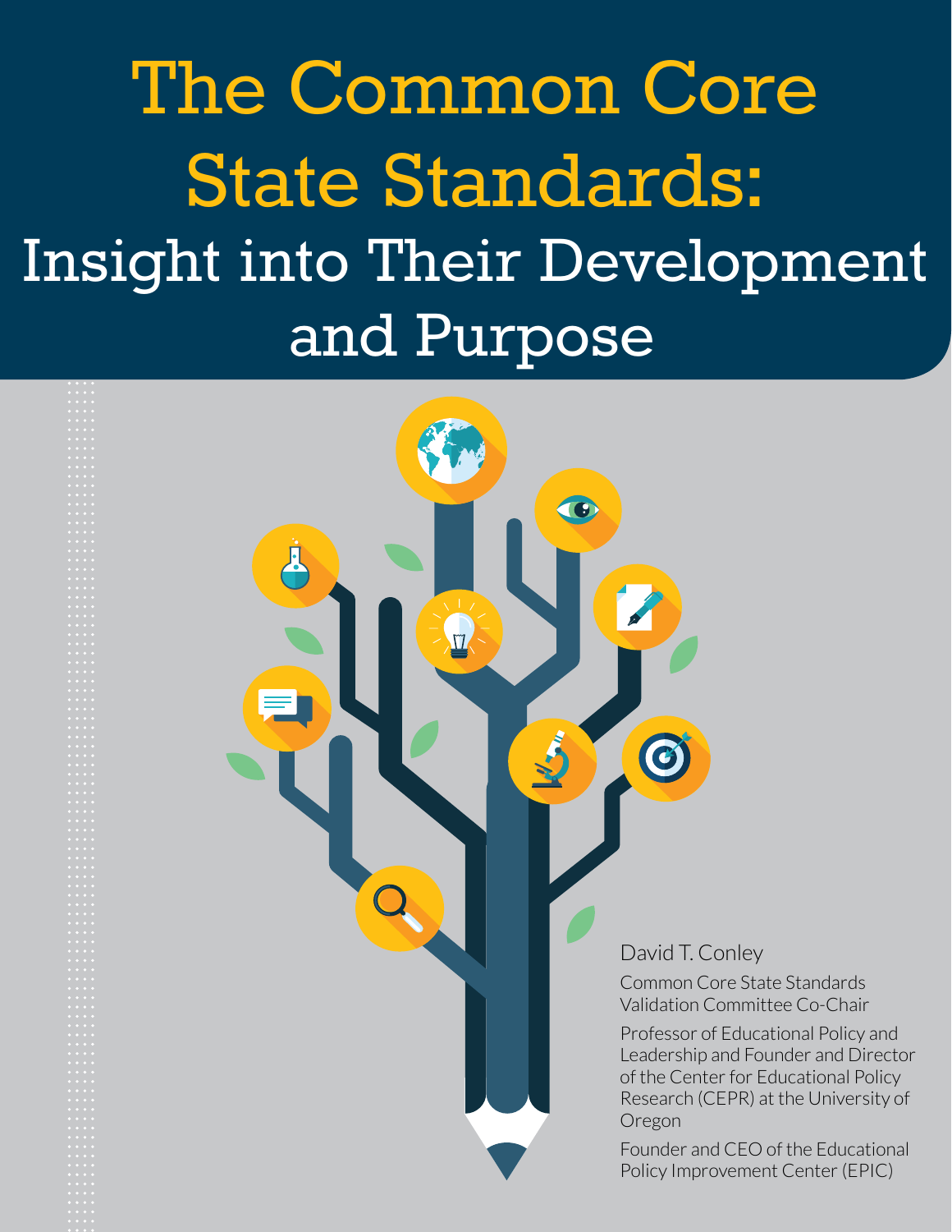# The Common Core State Standards: Insight into Their Development and Purpose

David T. Conley

Common Core State Standards Validation Committee Co-Chair

Professor of Educational Policy and Leadership and Founder and Director of the Center for Educational Policy Research (CEPR) at the University of Oregon

Founder and CEO of the Educational Policy Improvement Center (EPIC)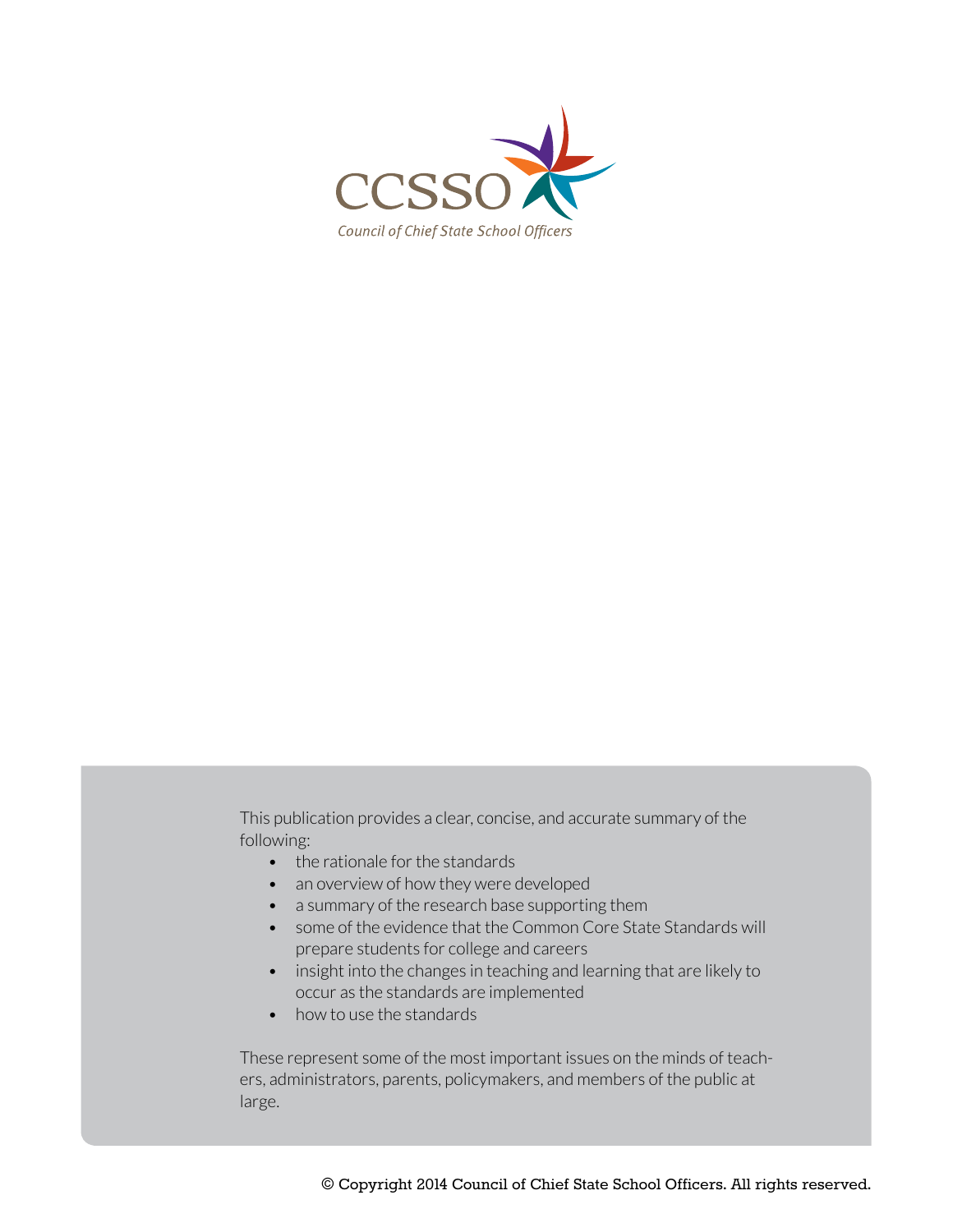CCSSO

*Council of Chief State School Officers*

This publication provides a clear, concise, and accurate summary of the following:

- the rationale for the standards
- an overview of how they were developed
- a summary of the research base supporting them
- some of the evidence that the Common Core State Standards will prepare students for college and careers
- insight into the changes in teaching and learning that are likely to occur as the standards are implemented
- how to use the standards

These represent some of the most important issues on the minds of teachers, administrators, parents, policymakers, and members of the public at large.

© Copyright 2014 Council of Chief State School Officers. All rights reserved.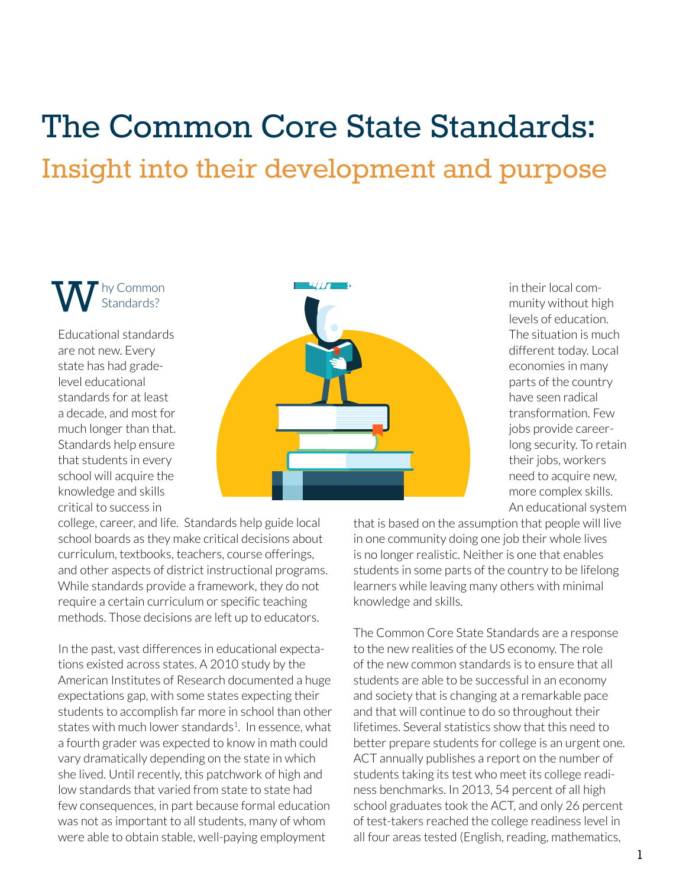# The Common Core State Standards:

## Insight into their development and purpose

### Why Common Standards?

Educational standards are not new. Every state has had grade-level educational standards for at least a decade, and most for much longer than that. Standards help ensure that students in every school will acquire the knowledge and skills critical to success in college, career, and life. Standards help guide local school boards as they make critical decisions about curriculum, textbooks, teachers, course offerings, and other aspects of district instructional programs. While standards provide a framework, they do not require a certain curriculum or specific teaching methods. Those decisions are left up to educators.

In the past, vast differences in educational expectations existed across states. A 2010 study by the American Institutes of Research documented a huge expectations gap, with some states expecting their students to accomplish far more in school than other states with much lower standards[1]. In essence, what a fourth grader was expected to know in math could vary dramatically depending on the state in which she lived. Until recently, this patchwork of high and low standards that varied from state to state had few consequences, in part because formal education was not as important to all students, many of whom were able to obtain stable, well-paying employment in their local community without high levels of education. The situation is much different today. Local economies in many parts of the country have seen radical transformation. Few jobs provide career-long security. To retain their jobs, workers need to acquire new, more complex skills. An educational system that is based on the assumption that people will live in one community doing one job their whole lives is no longer realistic. Neither is one that enables students in some parts of the country to be lifelong learners while leaving many others with minimal knowledge and skills.

The Common Core State Standards are a response to the new realities of the US economy. The role of the new common standards is to ensure that all students are able to be successful in an economy and society that is changing at a remarkable pace and that will continue to do so throughout their lifetimes. Several statistics show that this need to better prepare students for college is an urgent one. ACT annually publishes a report on the number of students taking its test who meet its college readiness benchmarks. In 2013, 54 percent of all high school graduates took the ACT, and only 26 percent of test-takers reached the college readiness level in all four areas tested (English, reading, mathematics,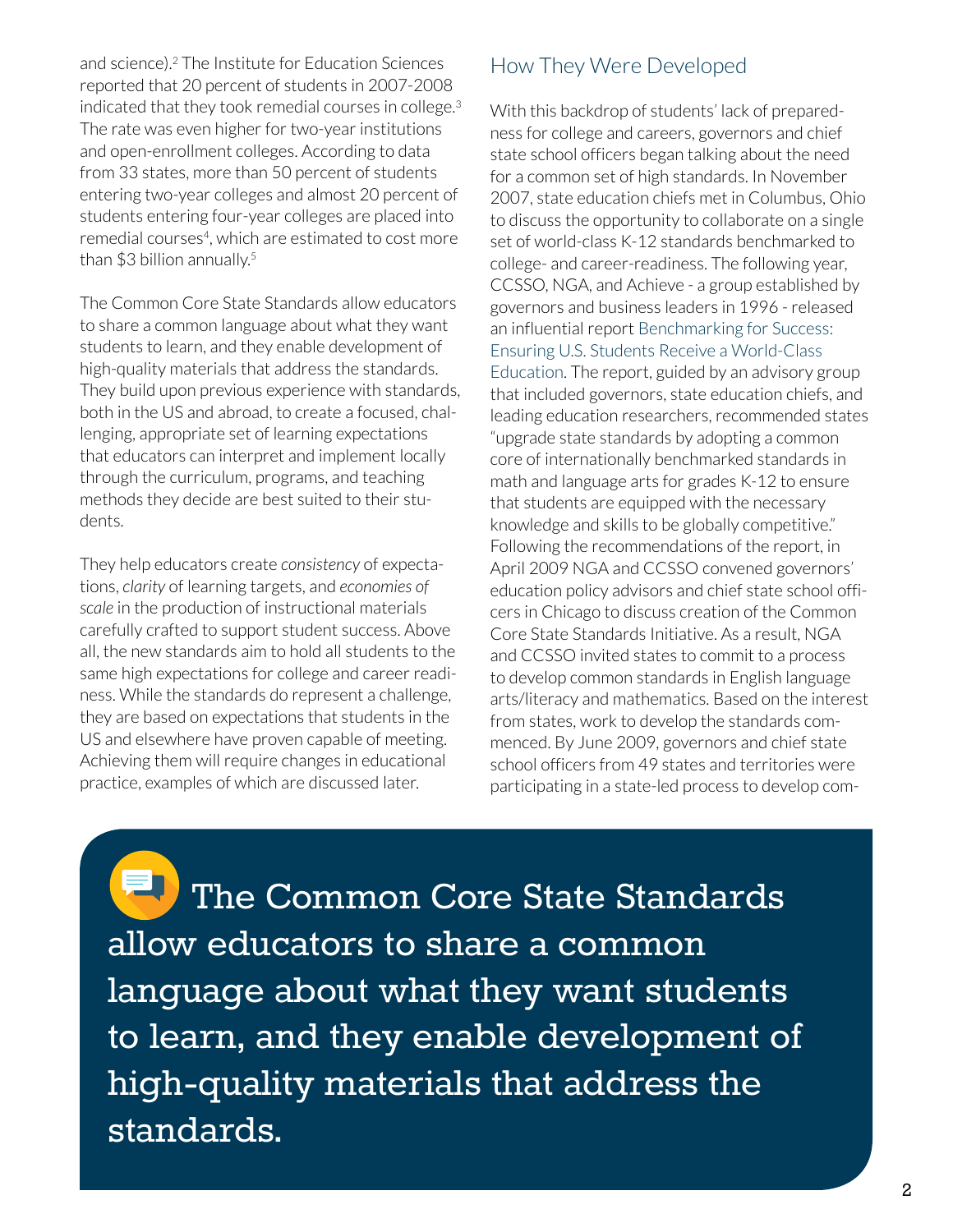and science).[2] The Institute for Education Sciences reported that 20 percent of students in 2007-2008 indicated that they took remedial courses in college.[3] The rate was even higher for two-year institutions and open-enrollment colleges. According to data from 33 states, more than 50 percent of students entering two-year colleges and almost 20 percent of students entering four-year colleges are placed into remedial courses[4], which are estimated to cost more than $3 billion annually.[5]

The Common Core State Standards allow educators to share a common language about what they want students to learn, and they enable development of high-quality materials that address the standards. They build upon previous experience with standards, both in the US and abroad, to create a focused, challenging, appropriate set of learning expectations that educators can interpret and implement locally through the curriculum, programs, and teaching methods they decide are best suited to their students.

They help educators create *consistency* of expectations, *clarity* of learning targets, and *economies of scale* in the production of instructional materials carefully crafted to support student success. Above all, the new standards aim to hold all students to the same high expectations for college and career readiness. While the standards do represent a challenge, they are based on expectations that students in the US and elsewhere have proven capable of meeting. Achieving them will require changes in educational practice, examples of which are discussed later.

## How They Were Developed

With this backdrop of students' lack of preparedness for college and careers, governors and chief state school officers began talking about the need for a common set of high standards. In November 2007, state education chiefs met in Columbus, Ohio to discuss the opportunity to collaborate on a single set of world-class K-12 standards benchmarked to college- and career-readiness. The following year, CCSSO, NGA, and Achieve - a group established by governors and business leaders in 1996 - released an influential report Benchmarking for Success: Ensuring U.S. Students Receive a World-Class Education. The report, guided by an advisory group that included governors, state education chiefs, and leading education researchers, recommended states "upgrade state standards by adopting a common core of internationally benchmarked standards in math and language arts for grades K-12 to ensure that students are equipped with the necessary knowledge and skills to be globally competitive." Following the recommendations of the report, in April 2009 NGA and CCSSO convened governors' education policy advisors and chief state school officers in Chicago to discuss creation of the Common Core State Standards Initiative. As a result, NGA and CCSSO invited states to commit to a process to develop common standards in English language arts/literacy and mathematics. Based on the interest from states, work to develop the standards commenced. By June 2009, governors and chief state school officers from 49 states and territories were participating in a state-led process to develop com-

> The Common Core State Standards allow educators to share a common language about what they want students to learn, and they enable development of high-quality materials that address the standards.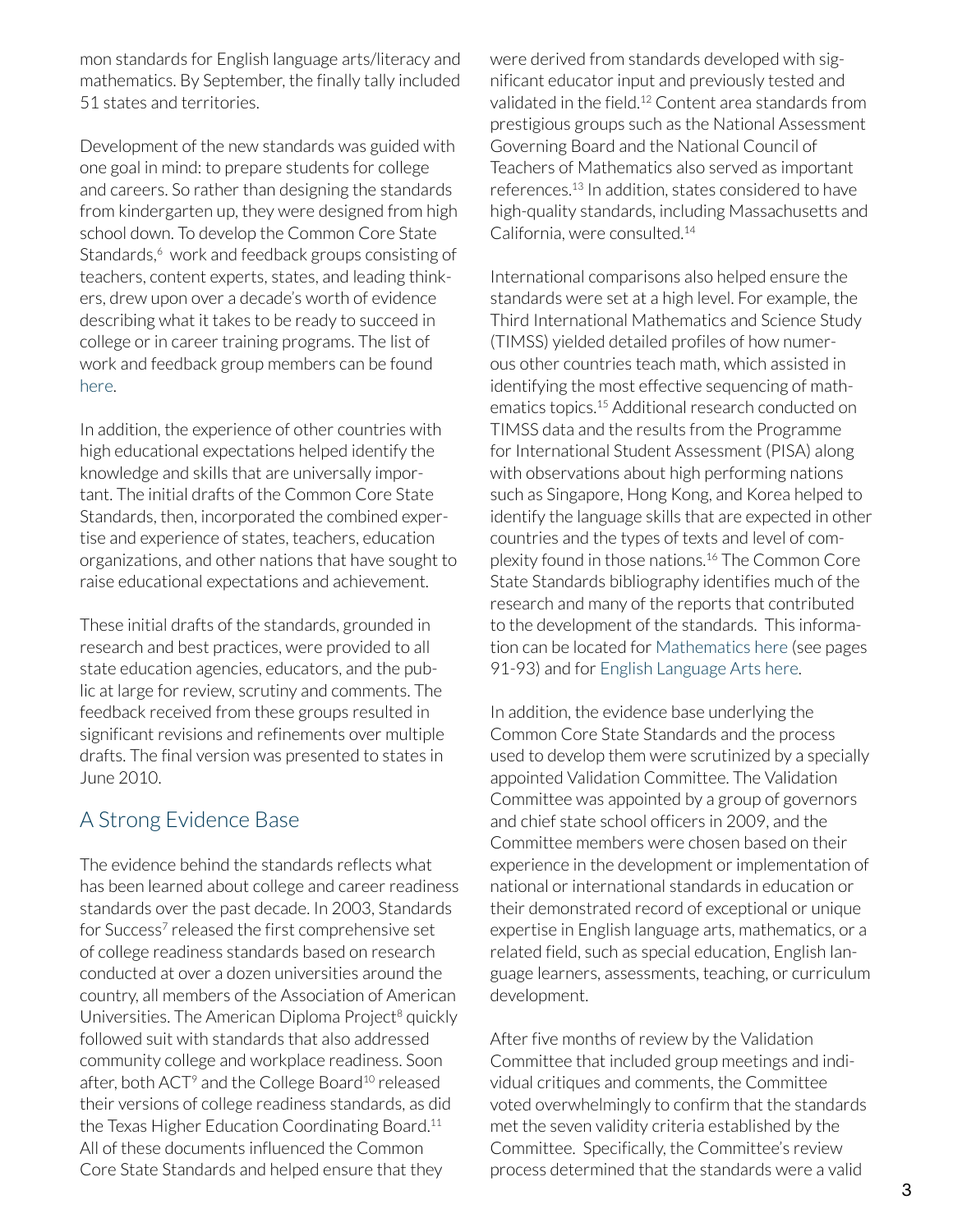mon standards for English language arts/literacy and mathematics. By September, the finally tally included 51 states and territories.

Development of the new standards was guided with one goal in mind: to prepare students for college and careers. So rather than designing the standards from kindergarten up, they were designed from high school down. To develop the Common Core State Standards,[6] work and feedback groups consisting of teachers, content experts, states, and leading thinkers, drew upon over a decade's worth of evidence describing what it takes to be ready to succeed in college or in career training programs. The list of work and feedback group members can be found here.

In addition, the experience of other countries with high educational expectations helped identify the knowledge and skills that are universally important. The initial drafts of the Common Core State Standards, then, incorporated the combined expertise and experience of states, teachers, education organizations, and other nations that have sought to raise educational expectations and achievement.

These initial drafts of the standards, grounded in research and best practices, were provided to all state education agencies, educators, and the public at large for review, scrutiny and comments. The feedback received from these groups resulted in significant revisions and refinements over multiple drafts. The final version was presented to states in June 2010.

## A Strong Evidence Base

The evidence behind the standards reflects what has been learned about college and career readiness standards over the past decade. In 2003, Standards for Success[7] released the first comprehensive set of college readiness standards based on research conducted at over a dozen universities around the country, all members of the Association of American Universities. The American Diploma Project[8] quickly followed suit with standards that also addressed community college and workplace readiness. Soon after, both ACT[9] and the College Board[10] released their versions of college readiness standards, as did the Texas Higher Education Coordinating Board.[11] All of these documents influenced the Common Core State Standards and helped ensure that they were derived from standards developed with significant educator input and previously tested and validated in the field.[12] Content area standards from prestigious groups such as the National Assessment Governing Board and the National Council of Teachers of Mathematics also served as important references.[13] In addition, states considered to have high-quality standards, including Massachusetts and California, were consulted.[14]

International comparisons also helped ensure the standards were set at a high level. For example, the Third International Mathematics and Science Study (TIMSS) yielded detailed profiles of how numerous other countries teach math, which assisted in identifying the most effective sequencing of mathematics topics.[15] Additional research conducted on TIMSS data and the results from the Programme for International Student Assessment (PISA) along with observations about high performing nations such as Singapore, Hong Kong, and Korea helped to identify the language skills that are expected in other countries and the types of texts and level of complexity found in those nations.[16] The Common Core State Standards bibliography identifies much of the research and many of the reports that contributed to the development of the standards. This information can be located for Mathematics here (see pages 91-93) and for English Language Arts here.

In addition, the evidence base underlying the Common Core State Standards and the process used to develop them were scrutinized by a specially appointed Validation Committee. The Validation Committee was appointed by a group of governors and chief state school officers in 2009, and the Committee members were chosen based on their experience in the development or implementation of national or international standards in education or their demonstrated record of exceptional or unique expertise in English language arts, mathematics, or a related field, such as special education, English language learners, assessments, teaching, or curriculum development.

After five months of review by the Validation Committee that included group meetings and individual critiques and comments, the Committee voted overwhelmingly to confirm that the standards met the seven validity criteria established by the Committee. Specifically, the Committee's review process determined that the standards were a valid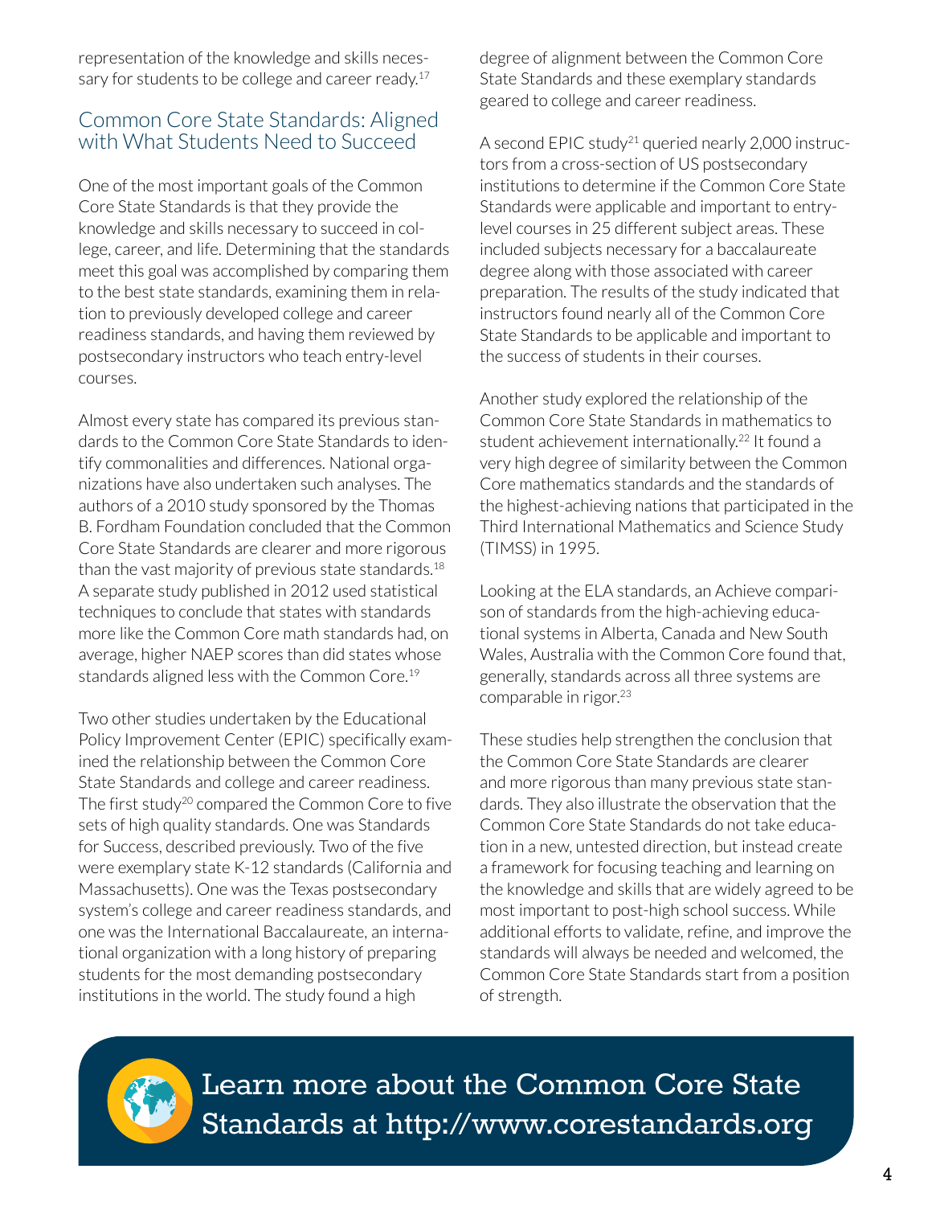representation of the knowledge and skills necessary for students to be college and career ready.[17]

## Common Core State Standards: Aligned with What Students Need to Succeed

One of the most important goals of the Common Core State Standards is that they provide the knowledge and skills necessary to succeed in college, career, and life. Determining that the standards meet this goal was accomplished by comparing them to the best state standards, examining them in relation to previously developed college and career readiness standards, and having them reviewed by postsecondary instructors who teach entry-level courses.

Almost every state has compared its previous standards to the Common Core State Standards to identify commonalities and differences. National organizations have also undertaken such analyses. The authors of a 2010 study sponsored by the Thomas B. Fordham Foundation concluded that the Common Core State Standards are clearer and more rigorous than the vast majority of previous state standards.[18] A separate study published in 2012 used statistical techniques to conclude that states with standards more like the Common Core math standards had, on average, higher NAEP scores than did states whose standards aligned less with the Common Core.[19]

Two other studies undertaken by the Educational Policy Improvement Center (EPIC) specifically examined the relationship between the Common Core State Standards and college and career readiness. The first study[20] compared the Common Core to five sets of high quality standards. One was Standards for Success, described previously. Two of the five were exemplary state K-12 standards (California and Massachusetts). One was the Texas postsecondary system's college and career readiness standards, and one was the International Baccalaureate, an international organization with a long history of preparing students for the most demanding postsecondary institutions in the world. The study found a high degree of alignment between the Common Core State Standards and these exemplary standards geared to college and career readiness.

A second EPIC study[21] queried nearly 2,000 instructors from a cross-section of US postsecondary institutions to determine if the Common Core State Standards were applicable and important to entry-level courses in 25 different subject areas. These included subjects necessary for a baccalaureate degree along with those associated with career preparation. The results of the study indicated that instructors found nearly all of the Common Core State Standards to be applicable and important to the success of students in their courses.

Another study explored the relationship of the Common Core State Standards in mathematics to student achievement internationally.[22] It found a very high degree of similarity between the Common Core mathematics standards and the standards of the highest-achieving nations that participated in the Third International Mathematics and Science Study (TIMSS) in 1995.

Looking at the ELA standards, an Achieve comparison of standards from the high-achieving educational systems in Alberta, Canada and New South Wales, Australia with the Common Core found that, generally, standards across all three systems are comparable in rigor.[23]

These studies help strengthen the conclusion that the Common Core State Standards are clearer and more rigorous than many previous state standards. They also illustrate the observation that the Common Core State Standards do not take education in a new, untested direction, but instead create a framework for focusing teaching and learning on the knowledge and skills that are widely agreed to be most important to post-high school success. While additional efforts to validate, refine, and improve the standards will always be needed and welcomed, the Common Core State Standards start from a position of strength.

Learn more about the Common Core State Standards at http://www.corestandards.org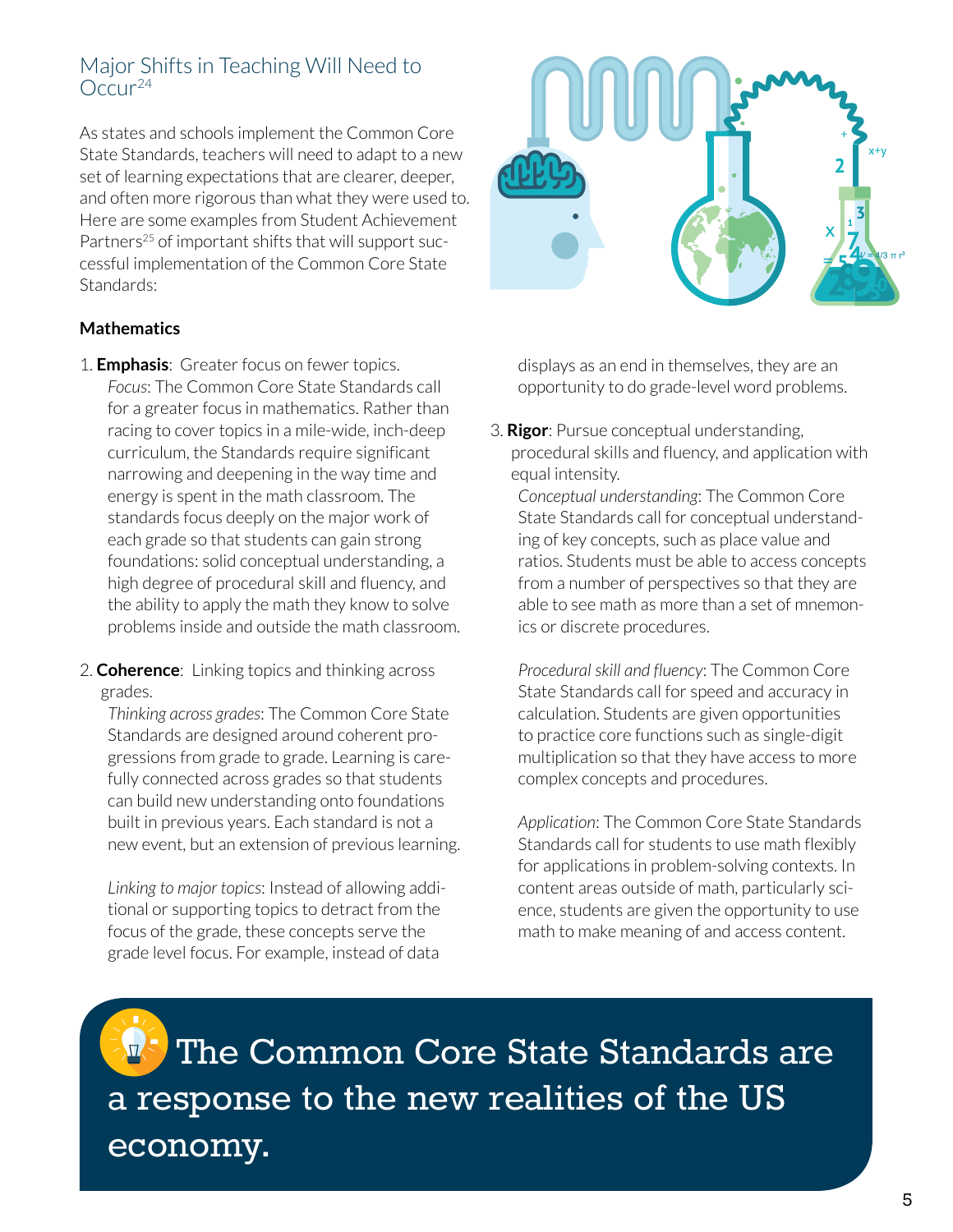## Major Shifts in Teaching Will Need to Occur[24]

As states and schools implement the Common Core State Standards, teachers will need to adapt to a new set of learning expectations that are clearer, deeper, and often more rigorous than what they were used to. Here are some examples from Student Achievement Partners[25] of important shifts that will support successful implementation of the Common Core State Standards:

**Mathematics**

1. **Emphasis**: Greater focus on fewer topics.
   *Focus*: The Common Core State Standards call for a greater focus in mathematics. Rather than racing to cover topics in a mile-wide, inch-deep curriculum, the Standards require significant narrowing and deepening in the way time and energy is spent in the math classroom. The standards focus deeply on the major work of each grade so that students can gain strong foundations: solid conceptual understanding, a high degree of procedural skill and fluency, and the ability to apply the math they know to solve problems inside and outside the math classroom.

2. **Coherence**: Linking topics and thinking across grades.
   *Thinking across grades*: The Common Core State Standards are designed around coherent progressions from grade to grade. Learning is carefully connected across grades so that students can build new understanding onto foundations built in previous years. Each standard is not a new event, but an extension of previous learning.

   *Linking to major topics*: Instead of allowing additional or supporting topics to detract from the focus of the grade, these concepts serve the grade level focus. For example, instead of data displays as an end in themselves, they are an opportunity to do grade-level word problems.

3. **Rigor**: Pursue conceptual understanding, procedural skills and fluency, and application with equal intensity.
   *Conceptual understanding*: The Common Core State Standards call for conceptual understanding of key concepts, such as place value and ratios. Students must be able to access concepts from a number of perspectives so that they are able to see math as more than a set of mnemonics or discrete procedures.

   *Procedural skill and fluency*: The Common Core State Standards call for speed and accuracy in calculation. Students are given opportunities to practice core functions such as single-digit multiplication so that they have access to more complex concepts and procedures.

   *Application*: The Common Core State Standards Standards call for students to use math flexibly for applications in problem-solving contexts. In content areas outside of math, particularly science, students are given the opportunity to use math to make meaning of and access content.

**The Common Core State Standards are a response to the new realities of the US economy.**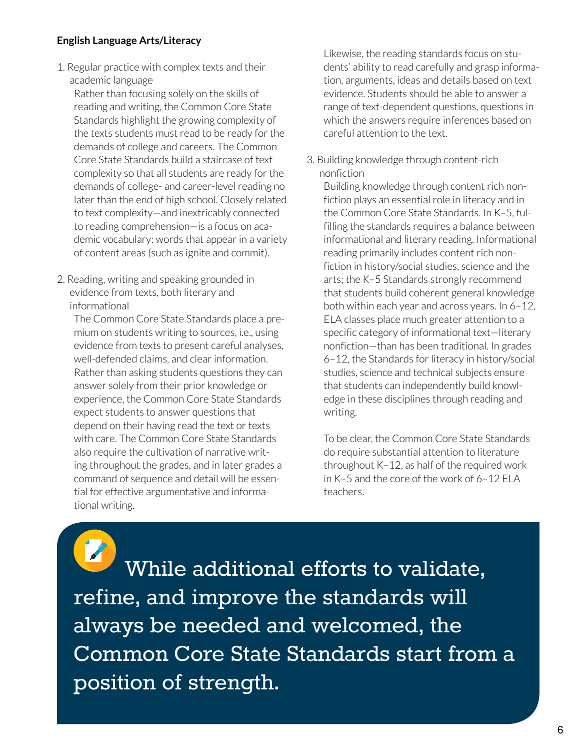**English Language Arts/Literacy**

1. Regular practice with complex texts and their academic language

   Rather than focusing solely on the skills of reading and writing, the Common Core State Standards highlight the growing complexity of the texts students must read to be ready for the demands of college and careers. The Common Core State Standards build a staircase of text complexity so that all students are ready for the demands of college- and career-level reading no later than the end of high school. Closely related to text complexity—and inextricably connected to reading comprehension—is a focus on academic vocabulary: words that appear in a variety of content areas (such as ignite and commit).

2. Reading, writing and speaking grounded in evidence from texts, both literary and informational

   The Common Core State Standards place a premium on students writing to sources, i.e., using evidence from texts to present careful analyses, well-defended claims, and clear information. Rather than asking students questions they can answer solely from their prior knowledge or experience, the Common Core State Standards expect students to answer questions that depend on their having read the text or texts with care. The Common Core State Standards also require the cultivation of narrative writing throughout the grades, and in later grades a command of sequence and detail will be essential for effective argumentative and informational writing.

   Likewise, the reading standards focus on students' ability to read carefully and grasp information, arguments, ideas and details based on text evidence. Students should be able to answer a range of text-dependent questions, questions in which the answers require inferences based on careful attention to the text.

3. Building knowledge through content-rich nonfiction

   Building knowledge through content rich nonfiction plays an essential role in literacy and in the Common Core State Standards. In K–5, fulfilling the standards requires a balance between informational and literary reading. Informational reading primarily includes content rich nonfiction in history/social studies, science and the arts; the K–5 Standards strongly recommend that students build coherent general knowledge both within each year and across years. In 6–12, ELA classes place much greater attention to a specific category of informational text—literary nonfiction—than has been traditional. In grades 6–12, the Standards for literacy in history/social studies, science and technical subjects ensure that students can independently build knowledge in these disciplines through reading and writing.

   To be clear, the Common Core State Standards do require substantial attention to literature throughout K–12, as half of the required work in K–5 and the core of the work of 6–12 ELA teachers.

> While additional efforts to validate, refine, and improve the standards will always be needed and welcomed, the Common Core State Standards start from a position of strength.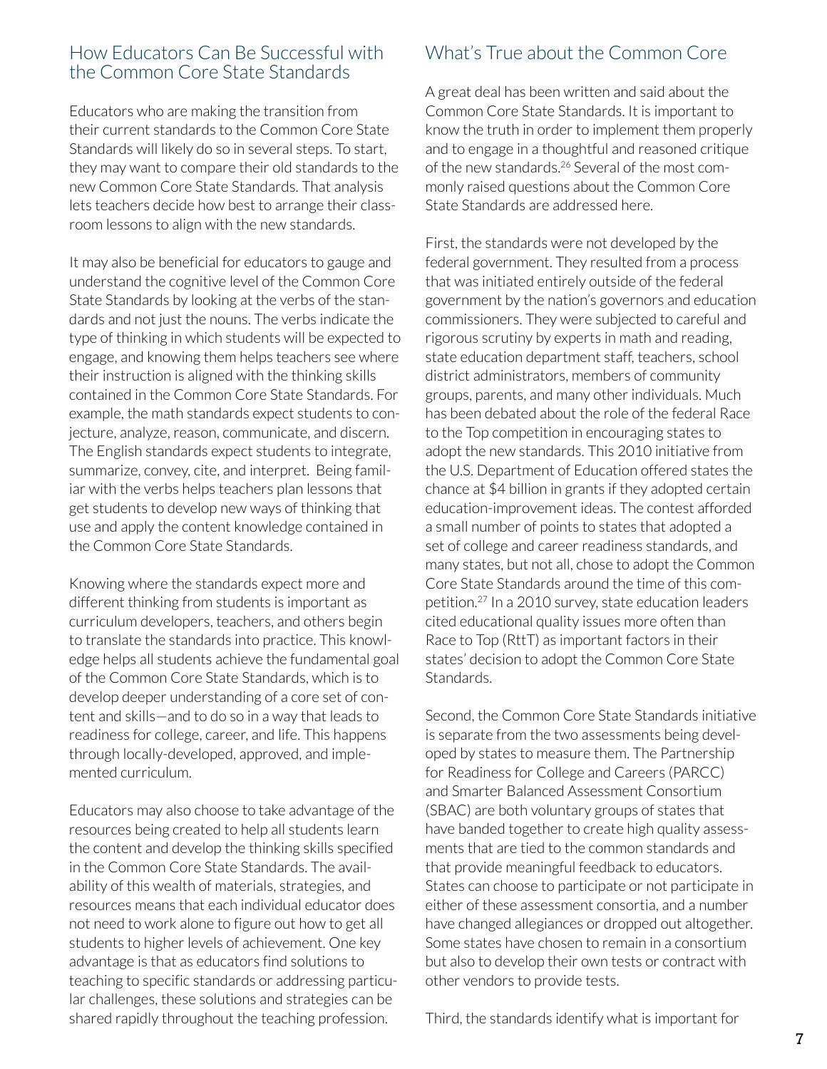## How Educators Can Be Successful with the Common Core State Standards

Educators who are making the transition from their current standards to the Common Core State Standards will likely do so in several steps. To start, they may want to compare their old standards to the new Common Core State Standards. That analysis lets teachers decide how best to arrange their classroom lessons to align with the new standards.

It may also be beneficial for educators to gauge and understand the cognitive level of the Common Core State Standards by looking at the verbs of the standards and not just the nouns. The verbs indicate the type of thinking in which students will be expected to engage, and knowing them helps teachers see where their instruction is aligned with the thinking skills contained in the Common Core State Standards. For example, the math standards expect students to conjecture, analyze, reason, communicate, and discern. The English standards expect students to integrate, summarize, convey, cite, and interpret. Being familiar with the verbs helps teachers plan lessons that get students to develop new ways of thinking that use and apply the content knowledge contained in the Common Core State Standards.

Knowing where the standards expect more and different thinking from students is important as curriculum developers, teachers, and others begin to translate the standards into practice. This knowledge helps all students achieve the fundamental goal of the Common Core State Standards, which is to develop deeper understanding of a core set of content and skills—and to do so in a way that leads to readiness for college, career, and life. This happens through locally-developed, approved, and implemented curriculum.

Educators may also choose to take advantage of the resources being created to help all students learn the content and develop the thinking skills specified in the Common Core State Standards. The availability of this wealth of materials, strategies, and resources means that each individual educator does not need to work alone to figure out how to get all students to higher levels of achievement. One key advantage is that as educators find solutions to teaching to specific standards or addressing particular challenges, these solutions and strategies can be shared rapidly throughout the teaching profession.

## What's True about the Common Core

A great deal has been written and said about the Common Core State Standards. It is important to know the truth in order to implement them properly and to engage in a thoughtful and reasoned critique of the new standards.[26] Several of the most commonly raised questions about the Common Core State Standards are addressed here.

First, the standards were not developed by the federal government. They resulted from a process that was initiated entirely outside of the federal government by the nation's governors and education commissioners. They were subjected to careful and rigorous scrutiny by experts in math and reading, state education department staff, teachers, school district administrators, members of community groups, parents, and many other individuals. Much has been debated about the role of the federal Race to the Top competition in encouraging states to adopt the new standards. This 2010 initiative from the U.S. Department of Education offered states the chance at $4 billion in grants if they adopted certain education-improvement ideas. The contest afforded a small number of points to states that adopted a set of college and career readiness standards, and many states, but not all, chose to adopt the Common Core State Standards around the time of this competition.[27] In a 2010 survey, state education leaders cited educational quality issues more often than Race to Top (RttT) as important factors in their states' decision to adopt the Common Core State Standards.

Second, the Common Core State Standards initiative is separate from the two assessments being developed by states to measure them. The Partnership for Readiness for College and Careers (PARCC) and Smarter Balanced Assessment Consortium (SBAC) are both voluntary groups of states that have banded together to create high quality assessments that are tied to the common standards and that provide meaningful feedback to educators. States can choose to participate or not participate in either of these assessment consortia, and a number have changed allegiances or dropped out altogether. Some states have chosen to remain in a consortium but also to develop their own tests or contract with other vendors to provide tests.

Third, the standards identify what is important for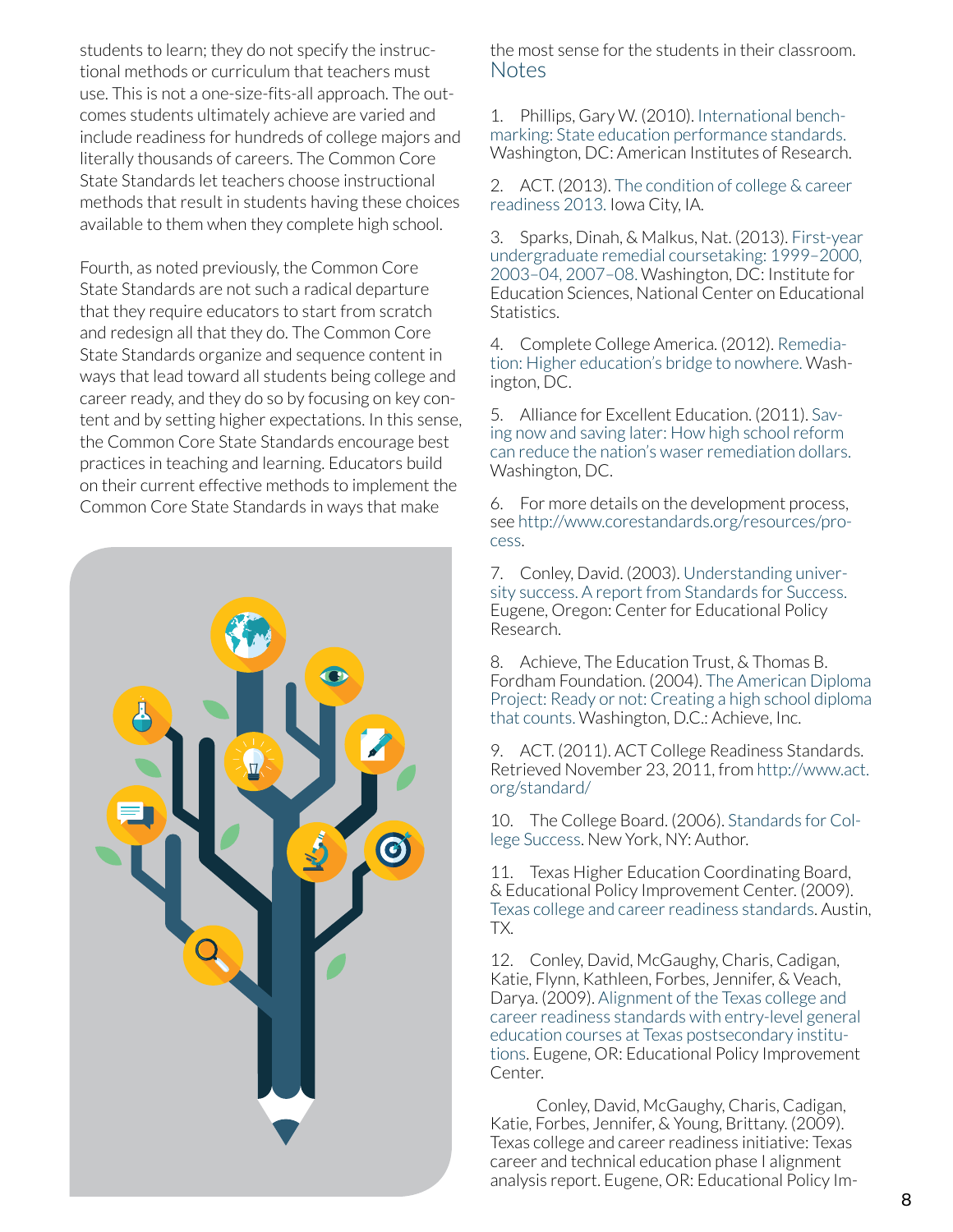students to learn; they do not specify the instructional methods or curriculum that teachers must use. This is not a one-size-fits-all approach. The outcomes students ultimately achieve are varied and include readiness for hundreds of college majors and literally thousands of careers. The Common Core State Standards let teachers choose instructional methods that result in students having these choices available to them when they complete high school.

Fourth, as noted previously, the Common Core State Standards are not such a radical departure that they require educators to start from scratch and redesign all that they do. The Common Core State Standards organize and sequence content in ways that lead toward all students being college and career ready, and they do so by focusing on key content and by setting higher expectations. In this sense, the Common Core State Standards encourage best practices in teaching and learning. Educators build on their current effective methods to implement the Common Core State Standards in ways that make the most sense for the students in their classroom.

## Notes

1. Phillips, Gary W. (2010). International benchmarking: State education performance standards. Washington, DC: American Institutes of Research.

2. ACT. (2013). The condition of college & career readiness 2013. Iowa City, IA.

3. Sparks, Dinah, & Malkus, Nat. (2013). First-year undergraduate remedial coursetaking: 1999–2000, 2003–04, 2007–08. Washington, DC: Institute for Education Sciences, National Center on Educational Statistics.

4. Complete College America. (2012). Remediation: Higher education's bridge to nowhere. Washington, DC.

5. Alliance for Excellent Education. (2011). Saving now and saving later: How high school reform can reduce the nation's waser remediation dollars. Washington, DC.

6. For more details on the development process, see http://www.corestandards.org/resources/process.

7. Conley, David. (2003). Understanding university success. A report from Standards for Success. Eugene, Oregon: Center for Educational Policy Research.

8. Achieve, The Education Trust, & Thomas B. Fordham Foundation. (2004). The American Diploma Project: Ready or not: Creating a high school diploma that counts. Washington, D.C.: Achieve, Inc.

9. ACT. (2011). ACT College Readiness Standards. Retrieved November 23, 2011, from http://www.act.org/standard/

10. The College Board. (2006). Standards for College Success. New York, NY: Author.

11. Texas Higher Education Coordinating Board, & Educational Policy Improvement Center. (2009). Texas college and career readiness standards. Austin, TX.

12. Conley, David, McGaughy, Charis, Cadigan, Katie, Flynn, Kathleen, Forbes, Jennifer, & Veach, Darya. (2009). Alignment of the Texas college and career readiness standards with entry-level general education courses at Texas postsecondary institutions. Eugene, OR: Educational Policy Improvement Center.

Conley, David, McGaughy, Charis, Cadigan, Katie, Forbes, Jennifer, & Young, Brittany. (2009). Texas college and career readiness initiative: Texas career and technical education phase I alignment analysis report. Eugene, OR: Educational Policy Im-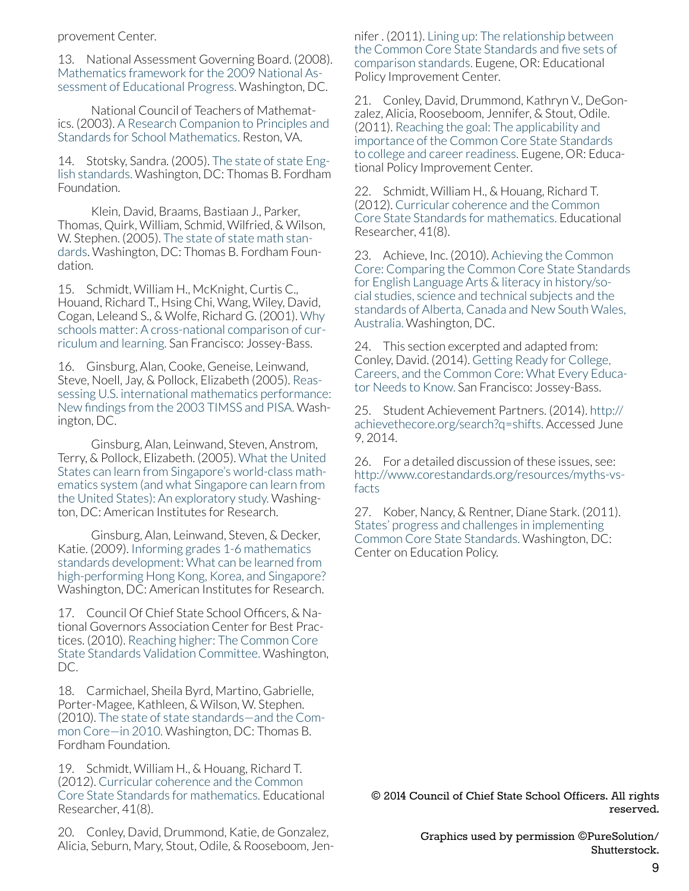provement Center.

13. National Assessment Governing Board. (2008). Mathematics framework for the 2009 National Assessment of Educational Progress. Washington, DC.

National Council of Teachers of Mathematics. (2003). A Research Companion to Principles and Standards for School Mathematics. Reston, VA.

14. Stotsky, Sandra. (2005). The state of state English standards. Washington, DC: Thomas B. Fordham Foundation.

Klein, David, Braams, Bastiaan J., Parker, Thomas, Quirk, William, Schmid, Wilfried, & Wilson, W. Stephen. (2005). The state of state math standards. Washington, DC: Thomas B. Fordham Foundation.

15. Schmidt, William H., McKnight, Curtis C., Houand, Richard T., Hsing Chi, Wang, Wiley, David, Cogan, Leleand S., & Wolfe, Richard G. (2001). Why schools matter: A cross-national comparison of curriculum and learning. San Francisco: Jossey-Bass.

16. Ginsburg, Alan, Cooke, Geneise, Leinwand, Steve, Noell, Jay, & Pollock, Elizabeth (2005). Reassessing U.S. international mathematics performance: New findings from the 2003 TIMSS and PISA. Washington, DC.

Ginsburg, Alan, Leinwand, Steven, Anstrom, Terry, & Pollock, Elizabeth. (2005). What the United States can learn from Singapore's world-class mathematics system (and what Singapore can learn from the United States): An exploratory study. Washington, DC: American Institutes for Research.

Ginsburg, Alan, Leinwand, Steven, & Decker, Katie. (2009). Informing grades 1-6 mathematics standards development: What can be learned from high-performing Hong Kong, Korea, and Singapore? Washington, DC: American Institutes for Research.

17. Council Of Chief State School Officers, & National Governors Association Center for Best Practices. (2010). Reaching higher: The Common Core State Standards Validation Committee. Washington, DC.

18. Carmichael, Sheila Byrd, Martino, Gabrielle, Porter-Magee, Kathleen, & Wilson, W. Stephen. (2010). The state of state standards—and the Common Core—in 2010. Washington, DC: Thomas B. Fordham Foundation.

19. Schmidt, William H., & Houang, Richard T. (2012). Curricular coherence and the Common Core State Standards for mathematics. Educational Researcher, 41(8).

20. Conley, David, Drummond, Katie, de Gonzalez, Alicia, Seburn, Mary, Stout, Odile, & Rooseboom, Jennifer . (2011). Lining up: The relationship between the Common Core State Standards and five sets of comparison standards. Eugene, OR: Educational Policy Improvement Center.

21. Conley, David, Drummond, Kathryn V., DeGonzalez, Alicia, Rooseboom, Jennifer, & Stout, Odile. (2011). Reaching the goal: The applicability and importance of the Common Core State Standards to college and career readiness. Eugene, OR: Educational Policy Improvement Center.

22. Schmidt, William H., & Houang, Richard T. (2012). Curricular coherence and the Common Core State Standards for mathematics. Educational Researcher, 41(8).

23. Achieve, Inc. (2010). Achieving the Common Core: Comparing the Common Core State Standards for English Language Arts & literacy in history/social studies, science and technical subjects and the standards of Alberta, Canada and New South Wales, Australia. Washington, DC.

24. This section excerpted and adapted from: Conley, David. (2014). Getting Ready for College, Careers, and the Common Core: What Every Educator Needs to Know. San Francisco: Jossey-Bass.

25. Student Achievement Partners. (2014). http://achievethecore.org/search?q=shifts. Accessed June 9, 2014.

26. For a detailed discussion of these issues, see: http://www.corestandards.org/resources/myths-vs-facts

27. Kober, Nancy, & Rentner, Diane Stark. (2011). States' progress and challenges in implementing Common Core State Standards. Washington, DC: Center on Education Policy.

© 2014 Council of Chief State School Officers. All rights reserved.

Graphics used by permission ©PureSolution/Shutterstock.